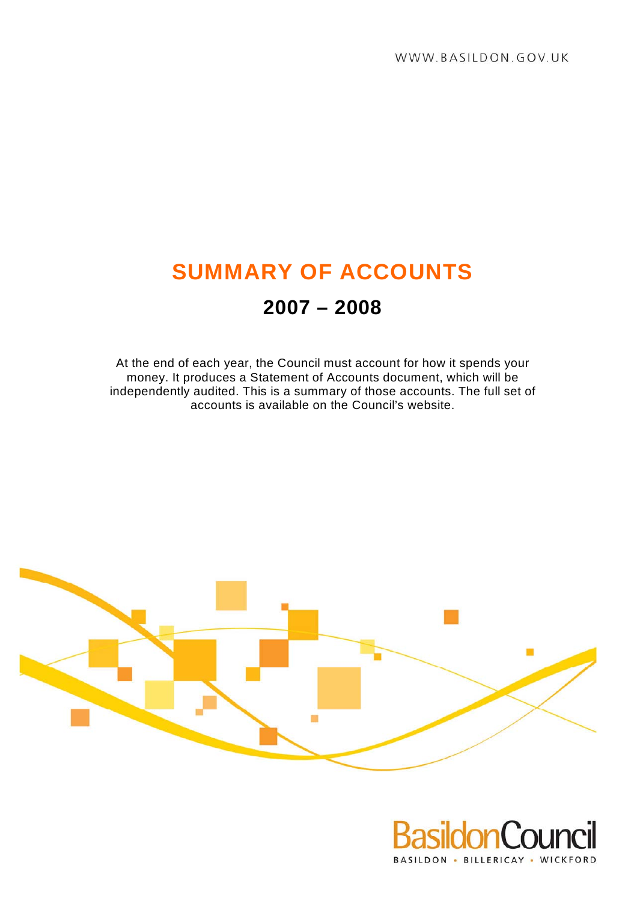WWW.BASILDON.GOV.UK

# SUMMARY OF ACCOUNTS

## 2007 – 2008

At the end of each year, the Council must account for how it spends your money. It produces a Statement of Accounts document, which will be independently audited. This is a summary of those accounts. The full set of accounts is available on the Council's website.

Basildon Council

BASILDON • BILLERICAY • WICKFORD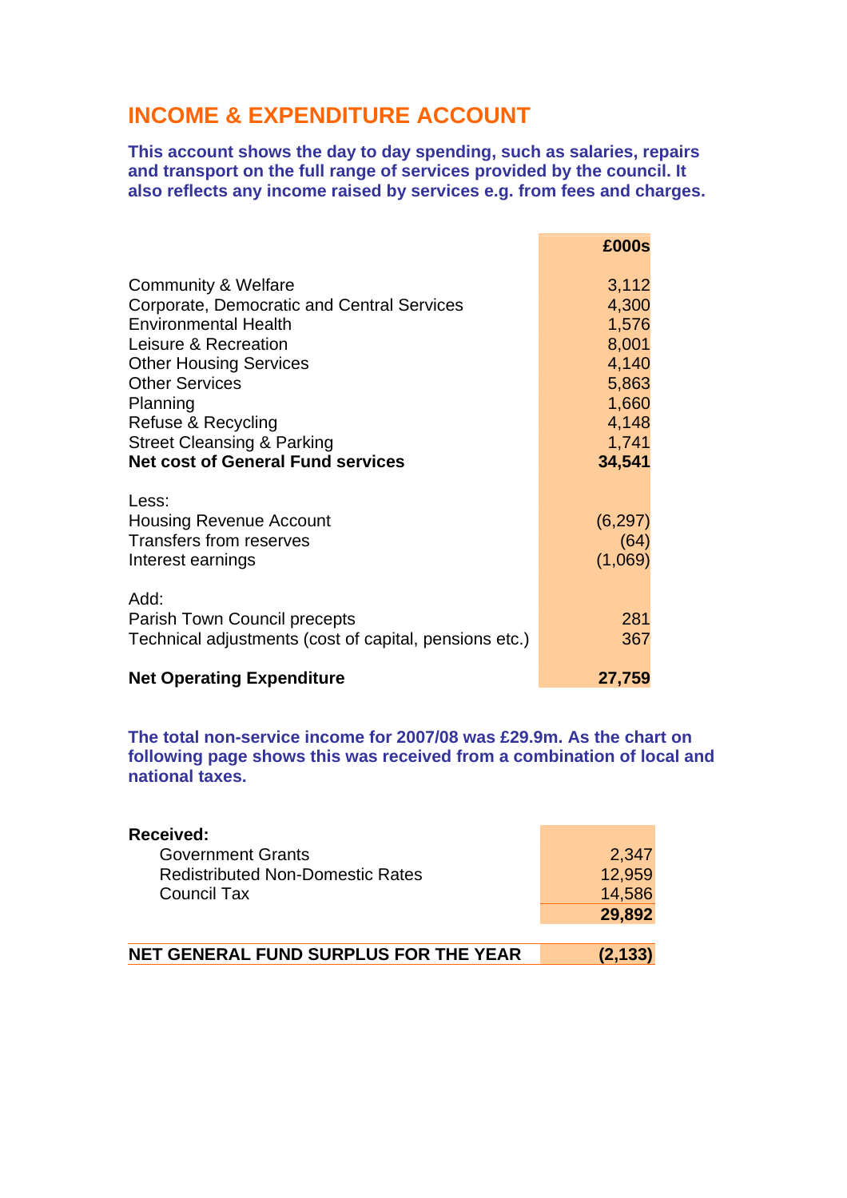## INCOME & EXPENDITURE ACCOUNT

**This account shows the day to day spending, such as salaries, repairs and transport on the full range of services provided by the council. It also reflects any income raised by services e.g. from fees and charges.**

| | £000s |
|---|---|
| Community & Welfare | 3,112 |
| Corporate, Democratic and Central Services | 4,300 |
| Environmental Health | 1,576 |
| Leisure & Recreation | 8,001 |
| Other Housing Services | 4,140 |
| Other Services | 5,863 |
| Planning | 1,660 |
| Refuse & Recycling | 4,148 |
| Street Cleansing & Parking | 1,741 |
| **Net cost of General Fund services** | **34,541** |
| | |
| Less: | |
| Housing Revenue Account | (6,297) |
| Transfers from reserves | (64) |
| Interest earnings | (1,069) |
| | |
| Add: | |
| Parish Town Council precepts | 281 |
| Technical adjustments (cost of capital, pensions etc.) | 367 |
| | |
| **Net Operating Expenditure** | **27,759** |

**The total non-service income for 2007/08 was £29.9m. As the chart on following page shows this was received from a combination of local and national taxes.**

| **Received:** | |
|---|---|
| Government Grants | 2,347 |
| Redistributed Non-Domestic Rates | 12,959 |
| Council Tax | 14,586 |
| | **29,892** |
| | |
| **NET GENERAL FUND SURPLUS FOR THE YEAR** | **(2,133)** |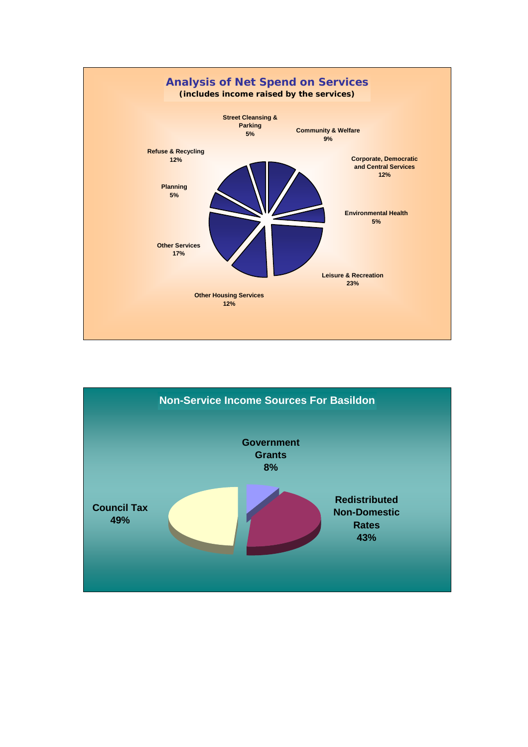## Analysis of Net Spend on Services

**(includes income raised by the services)**

| Service | Percentage |
|---|---|
| Street Cleansing & Parking | 5% |
| Community & Welfare | 9% |
| Corporate, Democratic and Central Services | 12% |
| Environmental Health | 5% |
| Leisure & Recreation | 23% |
| Other Housing Services | 12% |
| Other Services | 17% |
| Planning | 5% |
| Refuse & Recycling | 12% |

## Non-Service Income Sources For Basildon

| Source | Percentage |
|---|---|
| Government Grants | 8% |
| Redistributed Non-Domestic Rates | 43% |
| Council Tax | 49% |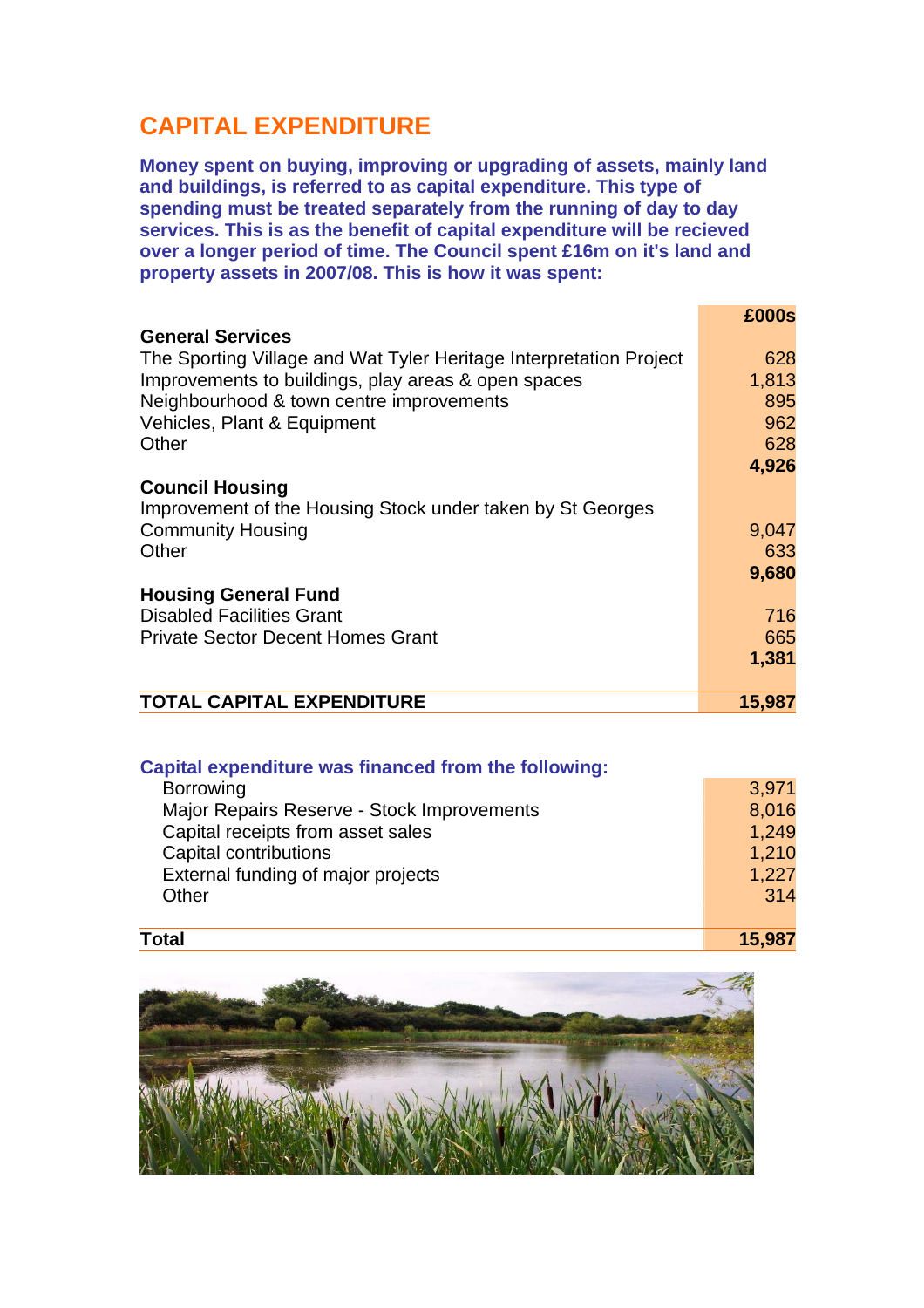# CAPITAL EXPENDITURE

**Money spent on buying, improving or upgrading of assets, mainly land and buildings, is referred to as capital expenditure. This type of spending must be treated separately from the running of day to day services. This is as the benefit of capital expenditure will be recieved over a longer period of time. The Council spent £16m on it's land and property assets in 2007/08. This is how it was spent:**

| | £000s |
|---|---:|
| **General Services** | |
| The Sporting Village and Wat Tyler Heritage Interpretation Project | 628 |
| Improvements to buildings, play areas & open spaces | 1,813 |
| Neighbourhood & town centre improvements | 895 |
| Vehicles, Plant & Equipment | 962 |
| Other | 628 |
| | **4,926** |
| **Council Housing** | |
| Improvement of the Housing Stock under taken by St Georges Community Housing | 9,047 |
| Other | 633 |
| | **9,680** |
| **Housing General Fund** | |
| Disabled Facilities Grant | 716 |
| Private Sector Decent Homes Grant | 665 |
| | **1,381** |
| **TOTAL CAPITAL EXPENDITURE** | **15,987** |

**Capital expenditure was financed from the following:**

| | |
|---|---:|
| Borrowing | 3,971 |
| Major Repairs Reserve - Stock Improvements | 8,016 |
| Capital receipts from asset sales | 1,249 |
| Capital contributions | 1,210 |
| External funding of major projects | 1,227 |
| Other | 314 |
| **Total** | **15,987** |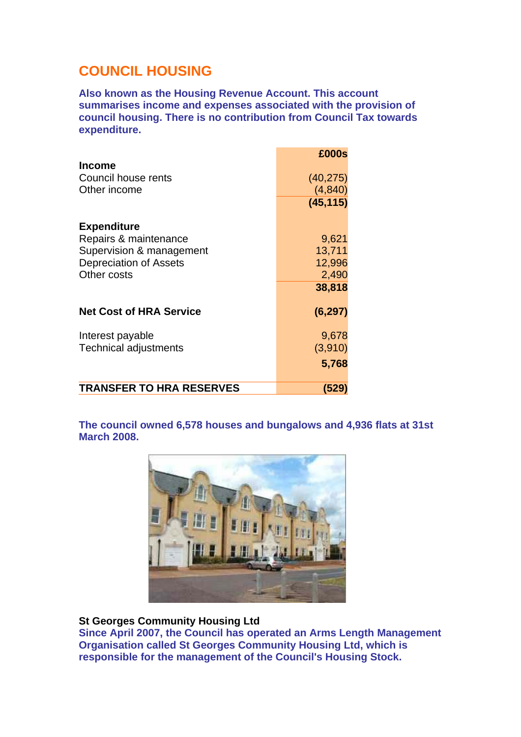# COUNCIL HOUSING

**Also known as the Housing Revenue Account. This account summarises income and expenses associated with the provision of council housing. There is no contribution from Council Tax towards expenditure.**

| | £000s |
|---|---|
| **Income** | |
| Council house rents | (40,275) |
| Other income | (4,840) |
| | **(45,115)** |
| **Expenditure** | |
| Repairs & maintenance | 9,621 |
| Supervision & management | 13,711 |
| Depreciation of Assets | 12,996 |
| Other costs | 2,490 |
| | **38,818** |
| **Net Cost of HRA Service** | **(6,297)** |
| Interest payable | 9,678 |
| Technical adjustments | (3,910) |
| | **5,768** |
| **TRANSFER TO HRA RESERVES** | **(529)** |

**The council owned 6,578 houses and bungalows and 4,936 flats at 31st March 2008.**

**St Georges Community Housing Ltd**

**Since April 2007, the Council has operated an Arms Length Management Organisation called St Georges Community Housing Ltd, which is responsible for the management of the Council's Housing Stock.**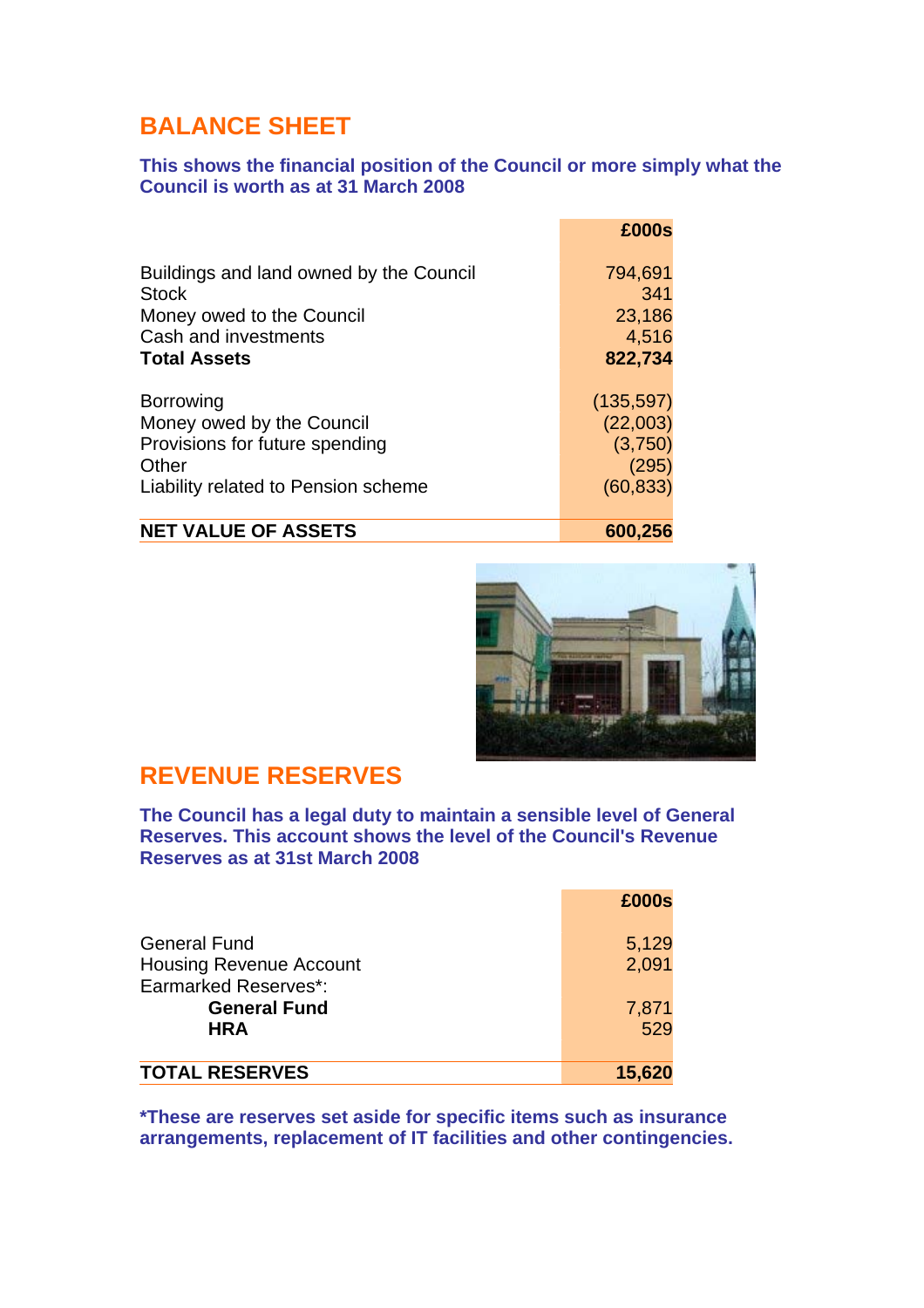## BALANCE SHEET

**This shows the financial position of the Council or more simply what the Council is worth as at 31 March 2008**

| | £000s |
|---|---:|
| Buildings and land owned by the Council | 794,691 |
| Stock | 341 |
| Money owed to the Council | 23,186 |
| Cash and investments | 4,516 |
| **Total Assets** | **822,734** |
| | |
| Borrowing | (135,597) |
| Money owed by the Council | (22,003) |
| Provisions for future spending | (3,750) |
| Other | (295) |
| Liability related to Pension scheme | (60,833) |
| | |
| **NET VALUE OF ASSETS** | **600,256** |

## REVENUE RESERVES

**The Council has a legal duty to maintain a sensible level of General Reserves. This account shows the level of the Council's Revenue Reserves as at 31st March 2008**

| | £000s |
|---|---:|
| General Fund | 5,129 |
| Housing Revenue Account | 2,091 |
| Earmarked Reserves*: | |
| **General Fund** | 7,871 |
| **HRA** | 529 |
| | |
| **TOTAL RESERVES** | **15,620** |

***These are reserves set aside for specific items such as insurance arrangements, replacement of IT facilities and other contingencies.**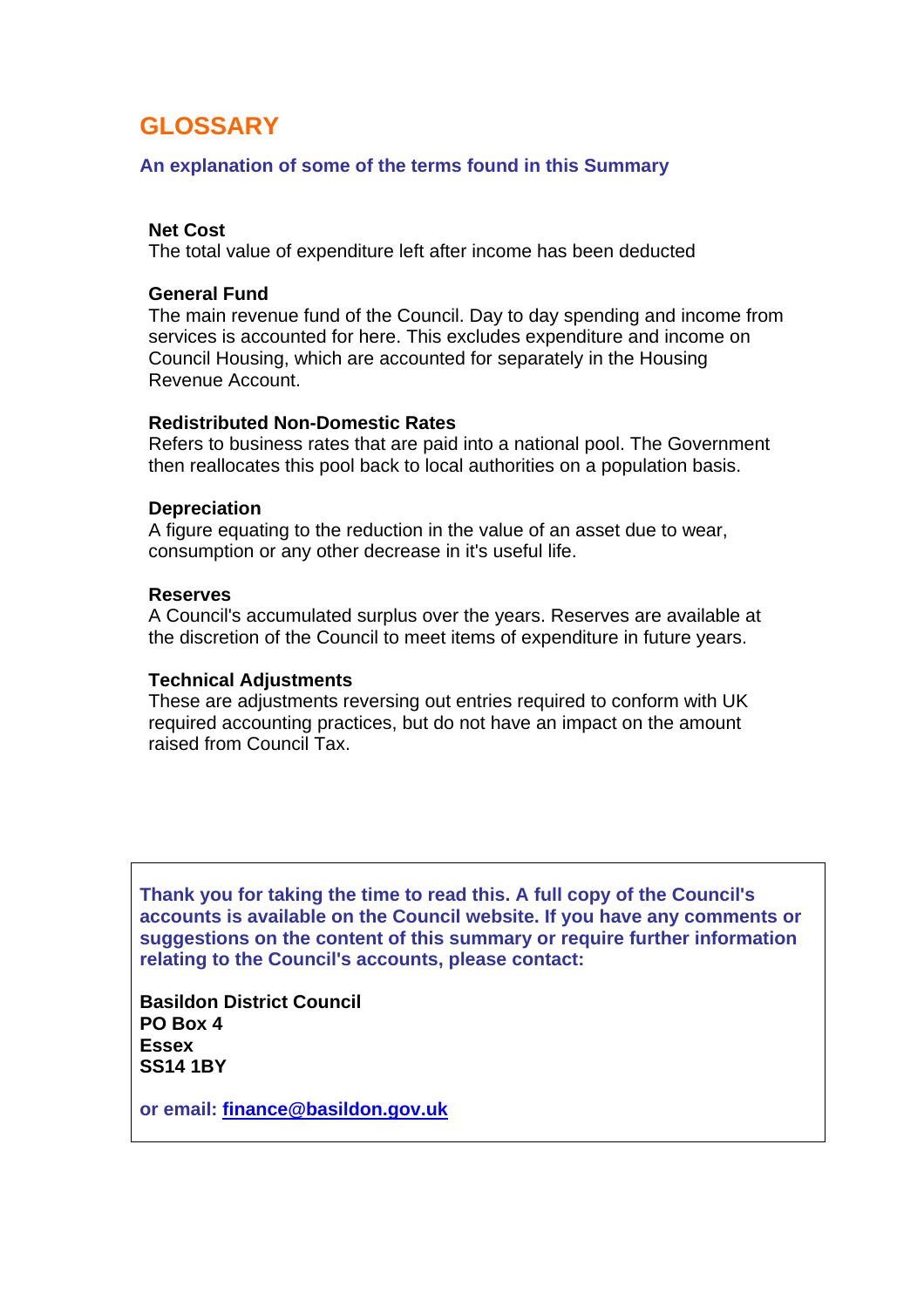# GLOSSARY

## An explanation of some of the terms found in this Summary

**Net Cost**
The total value of expenditure left after income has been deducted

**General Fund**
The main revenue fund of the Council. Day to day spending and income from services is accounted for here. This excludes expenditure and income on Council Housing, which are accounted for separately in the Housing Revenue Account.

**Redistributed Non-Domestic Rates**
Refers to business rates that are paid into a national pool. The Government then reallocates this pool back to local authorities on a population basis.

**Depreciation**
A figure equating to the reduction in the value of an asset due to wear, consumption or any other decrease in it's useful life.

**Reserves**
A Council's accumulated surplus over the years. Reserves are available at the discretion of the Council to meet items of expenditure in future years.

**Technical Adjustments**
These are adjustments reversing out entries required to conform with UK required accounting practices, but do not have an impact on the amount raised from Council Tax.

**Thank you for taking the time to read this. A full copy of the Council's accounts is available on the Council website. If you have any comments or suggestions on the content of this summary or require further information relating to the Council's accounts, please contact:**

**Basildon District Council**
**PO Box 4**
**Essex**
**SS14 1BY**

**or email: finance@basildon.gov.uk**